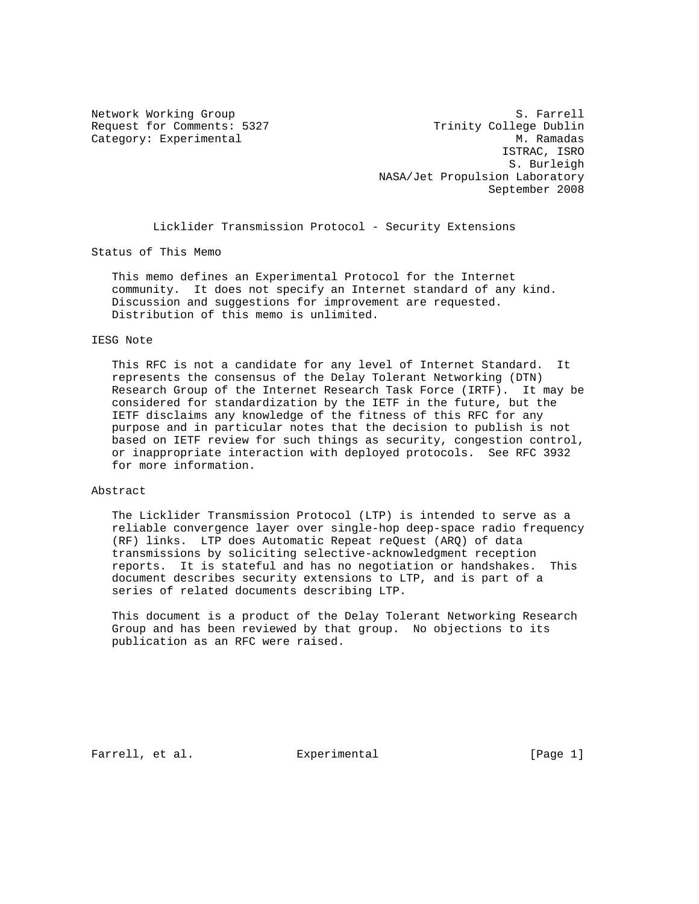Network Working Group  
Request for Comments: 5327  
Category: Experimental

S. Farrell  
Trinity College Dublin  
M. Ramadas  
ISTRAC, ISRO  
S. Burleigh  
NASA/Jet Propulsion Laboratory  
September 2008

# Licklider Transmission Protocol - Security Extensions

## Status of This Memo

This memo defines an Experimental Protocol for the Internet community. It does not specify an Internet standard of any kind. Discussion and suggestions for improvement are requested. Distribution of this memo is unlimited.

## IESG Note

This RFC is not a candidate for any level of Internet Standard. It represents the consensus of the Delay Tolerant Networking (DTN) Research Group of the Internet Research Task Force (IRTF). It may be considered for standardization by the IETF in the future, but the IETF disclaims any knowledge of the fitness of this RFC for any purpose and in particular notes that the decision to publish is not based on IETF review for such things as security, congestion control, or inappropriate interaction with deployed protocols. See RFC 3932 for more information.

## Abstract

The Licklider Transmission Protocol (LTP) is intended to serve as a reliable convergence layer over single-hop deep-space radio frequency (RF) links. LTP does Automatic Repeat reQuest (ARQ) of data transmissions by soliciting selective-acknowledgment reception reports. It is stateful and has no negotiation or handshakes. This document describes security extensions to LTP, and is part of a series of related documents describing LTP.

This document is a product of the Delay Tolerant Networking Research Group and has been reviewed by that group. No objections to its publication as an RFC were raised.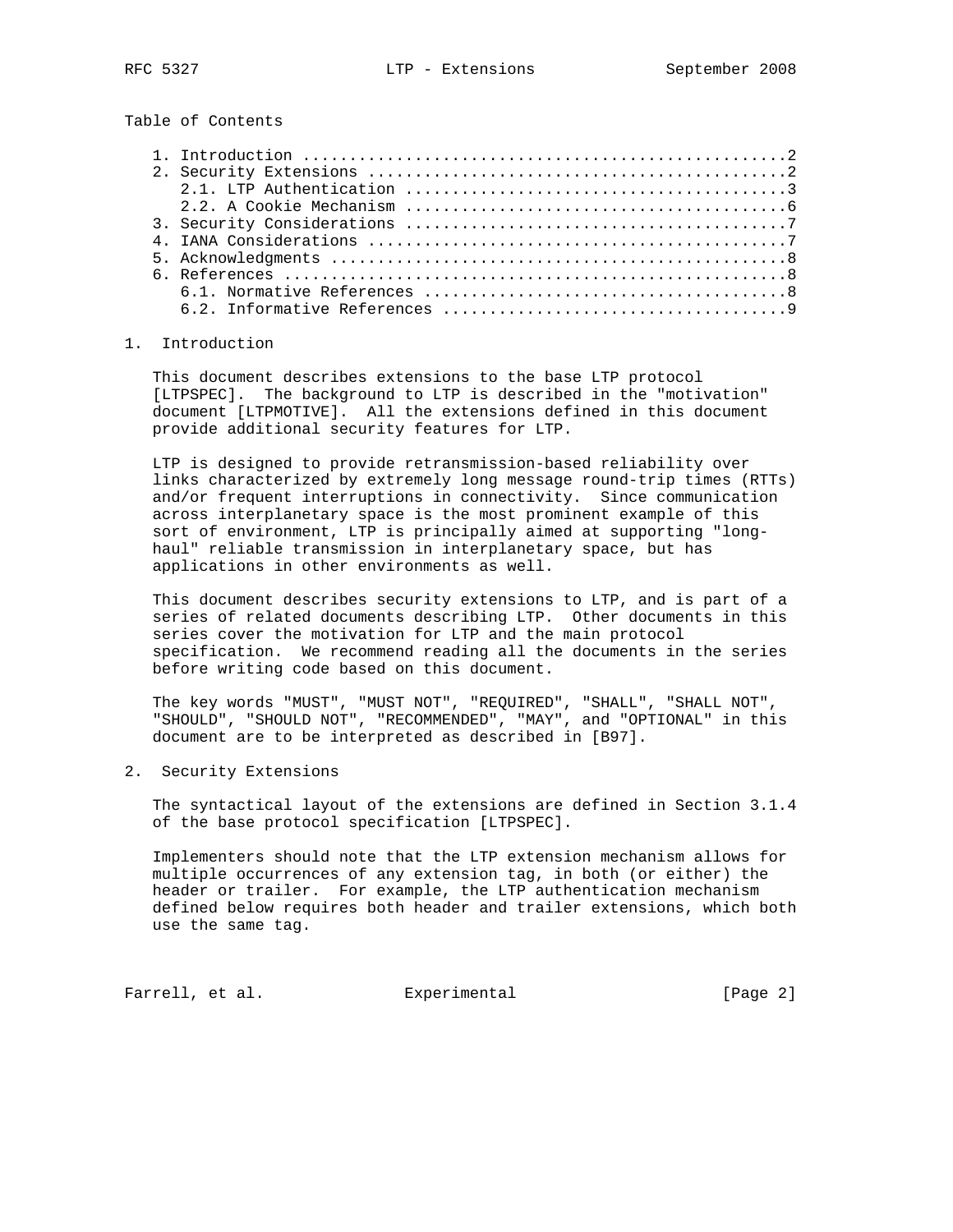Table of Contents

1. Introduction ....................................................2
2. Security Extensions .............................................2
   2.1. LTP Authentication .........................................3
   2.2. A Cookie Mechanism .........................................6
3. Security Considerations .........................................7
4. IANA Considerations .............................................7
5. Acknowledgments .................................................8
6. References ......................................................8
   6.1. Normative References .......................................8
   6.2. Informative References .....................................9

# 1. Introduction

This document describes extensions to the base LTP protocol [LTPSPEC]. The background to LTP is described in the "motivation" document [LTPMOTIVE]. All the extensions defined in this document provide additional security features for LTP.

LTP is designed to provide retransmission-based reliability over links characterized by extremely long message round-trip times (RTTs) and/or frequent interruptions in connectivity. Since communication across interplanetary space is the most prominent example of this sort of environment, LTP is principally aimed at supporting "long-haul" reliable transmission in interplanetary space, but has applications in other environments as well.

This document describes security extensions to LTP, and is part of a series of related documents describing LTP. Other documents in this series cover the motivation for LTP and the main protocol specification. We recommend reading all the documents in the series before writing code based on this document.

The key words "MUST", "MUST NOT", "REQUIRED", "SHALL", "SHALL NOT", "SHOULD", "SHOULD NOT", "RECOMMENDED", "MAY", and "OPTIONAL" in this document are to be interpreted as described in [B97].

# 2. Security Extensions

The syntactical layout of the extensions are defined in Section 3.1.4 of the base protocol specification [LTPSPEC].

Implementers should note that the LTP extension mechanism allows for multiple occurrences of any extension tag, in both (or either) the header or trailer. For example, the LTP authentication mechanism defined below requires both header and trailer extensions, which both use the same tag.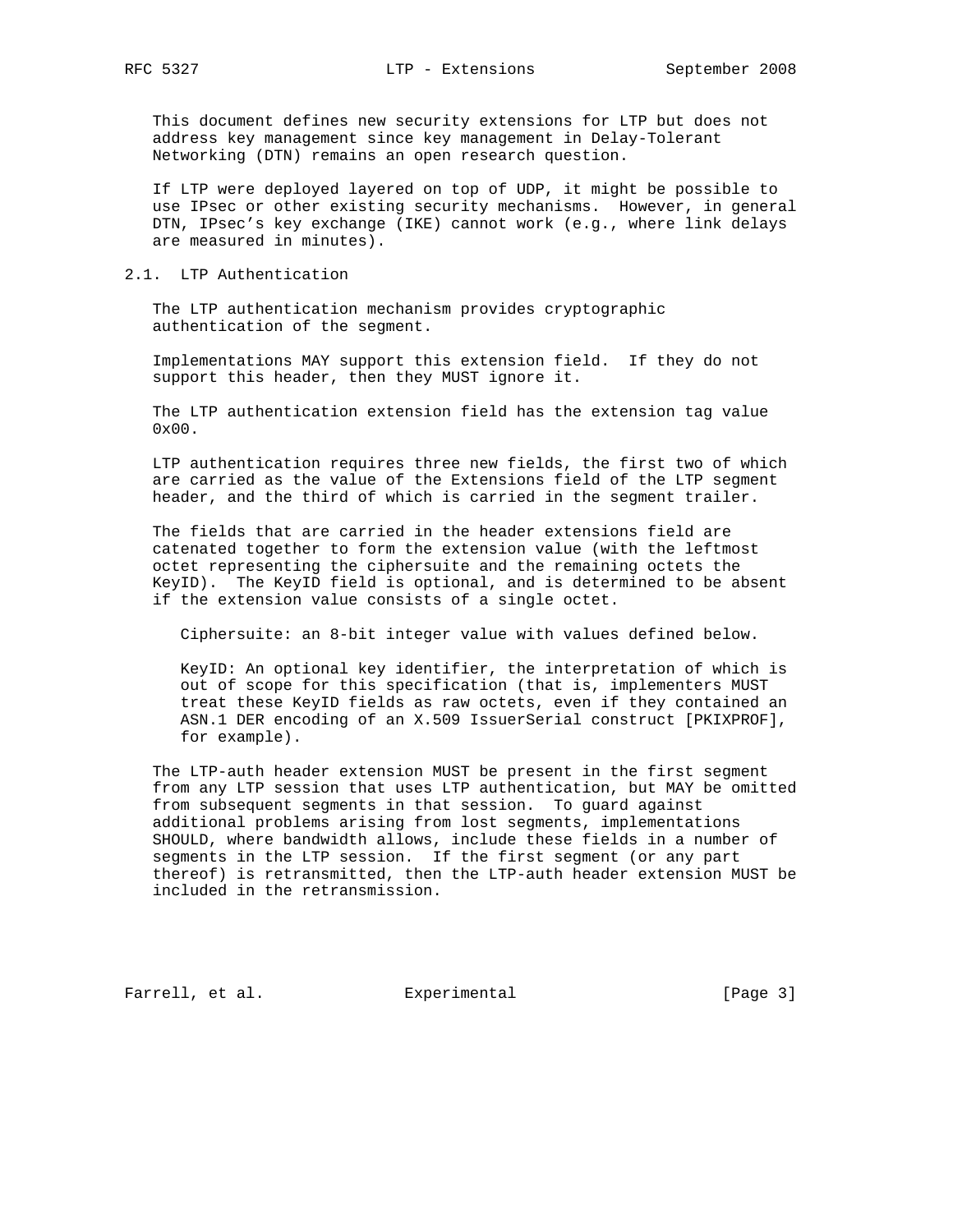This document defines new security extensions for LTP but does not address key management since key management in Delay-Tolerant Networking (DTN) remains an open research question.

If LTP were deployed layered on top of UDP, it might be possible to use IPsec or other existing security mechanisms. However, in general DTN, IPsec's key exchange (IKE) cannot work (e.g., where link delays are measured in minutes).

### 2.1. LTP Authentication

The LTP authentication mechanism provides cryptographic authentication of the segment.

Implementations MAY support this extension field. If they do not support this header, then they MUST ignore it.

The LTP authentication extension field has the extension tag value 0x00.

LTP authentication requires three new fields, the first two of which are carried as the value of the Extensions field of the LTP segment header, and the third of which is carried in the segment trailer.

The fields that are carried in the header extensions field are catenated together to form the extension value (with the leftmost octet representing the ciphersuite and the remaining octets the KeyID). The KeyID field is optional, and is determined to be absent if the extension value consists of a single octet.

Ciphersuite: an 8-bit integer value with values defined below.

KeyID: An optional key identifier, the interpretation of which is out of scope for this specification (that is, implementers MUST treat these KeyID fields as raw octets, even if they contained an ASN.1 DER encoding of an X.509 IssuerSerial construct [PKIXPROF], for example).

The LTP-auth header extension MUST be present in the first segment from any LTP session that uses LTP authentication, but MAY be omitted from subsequent segments in that session. To guard against additional problems arising from lost segments, implementations SHOULD, where bandwidth allows, include these fields in a number of segments in the LTP session. If the first segment (or any part thereof) is retransmitted, then the LTP-auth header extension MUST be included in the retransmission.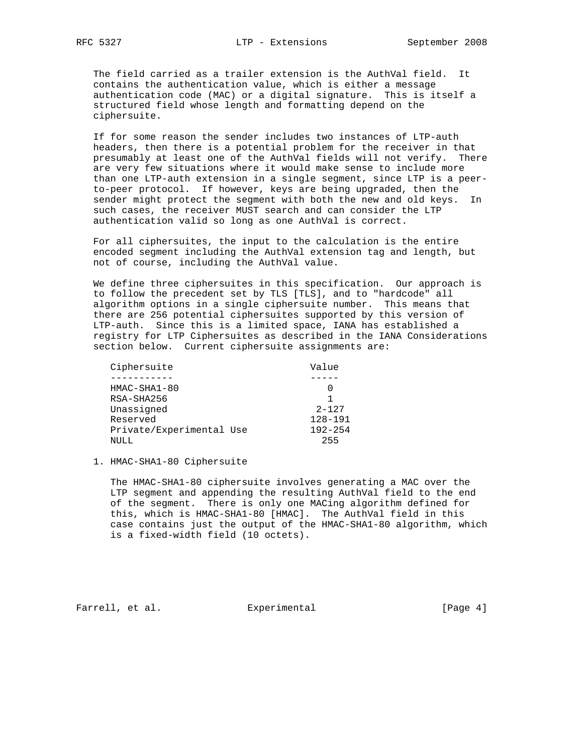The field carried as a trailer extension is the AuthVal field. It contains the authentication value, which is either a message authentication code (MAC) or a digital signature. This is itself a structured field whose length and formatting depend on the ciphersuite.

If for some reason the sender includes two instances of LTP-auth headers, then there is a potential problem for the receiver in that presumably at least one of the AuthVal fields will not verify. There are very few situations where it would make sense to include more than one LTP-auth extension in a single segment, since LTP is a peer-to-peer protocol. If however, keys are being upgraded, then the sender might protect the segment with both the new and old keys. In such cases, the receiver MUST search and can consider the LTP authentication valid so long as one AuthVal is correct.

For all ciphersuites, the input to the calculation is the entire encoded segment including the AuthVal extension tag and length, but not of course, including the AuthVal value.

We define three ciphersuites in this specification. Our approach is to follow the precedent set by TLS [TLS], and to "hardcode" all algorithm options in a single ciphersuite number. This means that there are 256 potential ciphersuites supported by this version of LTP-auth. Since this is a limited space, IANA has established a registry for LTP Ciphersuites as described in the IANA Considerations section below. Current ciphersuite assignments are:

| Ciphersuite | Value |
|---|---|
| HMAC-SHA1-80 | 0 |
| RSA-SHA256 | 1 |
| Unassigned | 2-127 |
| Reserved | 128-191 |
| Private/Experimental Use | 192-254 |
| NULL | 255 |

1. HMAC-SHA1-80 Ciphersuite

   The HMAC-SHA1-80 ciphersuite involves generating a MAC over the LTP segment and appending the resulting AuthVal field to the end of the segment. There is only one MACing algorithm defined for this, which is HMAC-SHA1-80 [HMAC]. The AuthVal field in this case contains just the output of the HMAC-SHA1-80 algorithm, which is a fixed-width field (10 octets).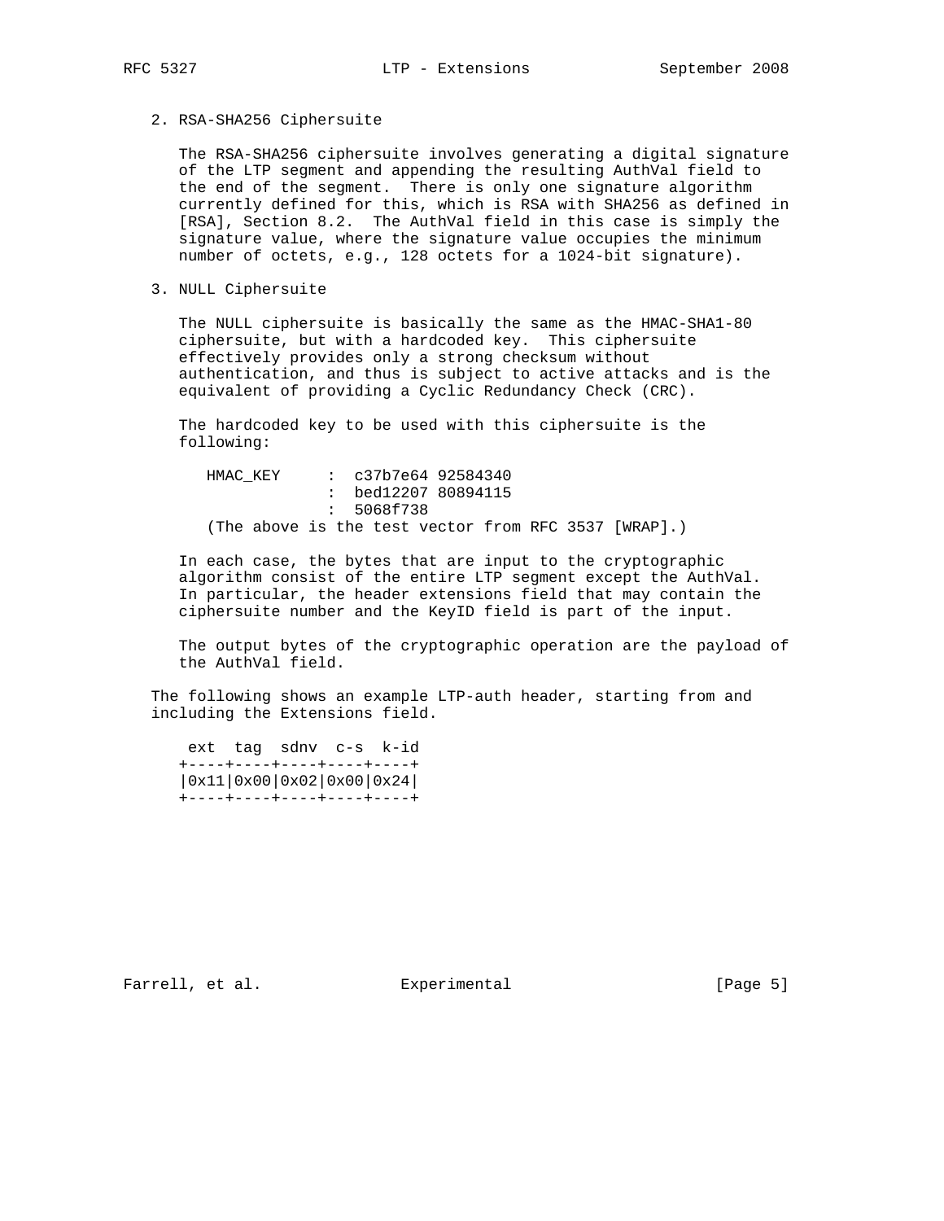2. RSA-SHA256 Ciphersuite

   The RSA-SHA256 ciphersuite involves generating a digital signature of the LTP segment and appending the resulting AuthVal field to the end of the segment. There is only one signature algorithm currently defined for this, which is RSA with SHA256 as defined in [RSA], Section 8.2. The AuthVal field in this case is simply the signature value, where the signature value occupies the minimum number of octets, e.g., 128 octets for a 1024-bit signature).

3. NULL Ciphersuite

   The NULL ciphersuite is basically the same as the HMAC-SHA1-80 ciphersuite, but with a hardcoded key. This ciphersuite effectively provides only a strong checksum without authentication, and thus is subject to active attacks and is the equivalent of providing a Cyclic Redundancy Check (CRC).

   The hardcoded key to be used with this ciphersuite is the following:

```
      HMAC_KEY     :  c37b7e64 92584340
                   :  bed12207 80894115
                   :  5068f738
   (The above is the test vector from RFC 3537 [WRAP].)
```

   In each case, the bytes that are input to the cryptographic algorithm consist of the entire LTP segment except the AuthVal. In particular, the header extensions field that may contain the ciphersuite number and the KeyID field is part of the input.

   The output bytes of the cryptographic operation are the payload of the AuthVal field.

The following shows an example LTP-auth header, starting from and including the Extensions field.

```
    ext  tag  sdnv  c-s  k-id
   +----+----+----+----+----+
   |0x11|0x00|0x02|0x00|0x24|
   +----+----+----+----+----+
```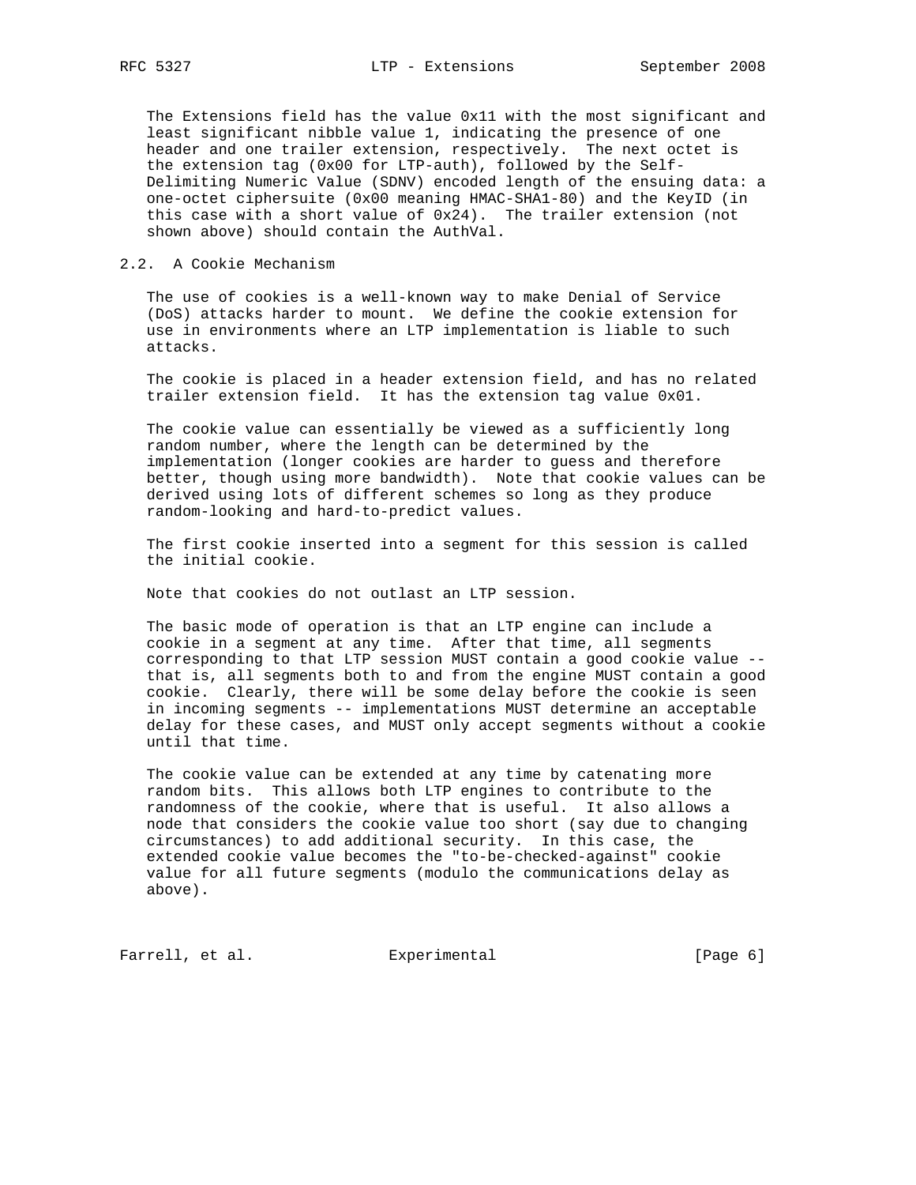The Extensions field has the value 0x11 with the most significant and least significant nibble value 1, indicating the presence of one header and one trailer extension, respectively. The next octet is the extension tag (0x00 for LTP-auth), followed by the Self-Delimiting Numeric Value (SDNV) encoded length of the ensuing data: a one-octet ciphersuite (0x00 meaning HMAC-SHA1-80) and the KeyID (in this case with a short value of 0x24). The trailer extension (not shown above) should contain the AuthVal.

## 2.2. A Cookie Mechanism

The use of cookies is a well-known way to make Denial of Service (DoS) attacks harder to mount. We define the cookie extension for use in environments where an LTP implementation is liable to such attacks.

The cookie is placed in a header extension field, and has no related trailer extension field. It has the extension tag value 0x01.

The cookie value can essentially be viewed as a sufficiently long random number, where the length can be determined by the implementation (longer cookies are harder to guess and therefore better, though using more bandwidth). Note that cookie values can be derived using lots of different schemes so long as they produce random-looking and hard-to-predict values.

The first cookie inserted into a segment for this session is called the initial cookie.

Note that cookies do not outlast an LTP session.

The basic mode of operation is that an LTP engine can include a cookie in a segment at any time. After that time, all segments corresponding to that LTP session MUST contain a good cookie value -- that is, all segments both to and from the engine MUST contain a good cookie. Clearly, there will be some delay before the cookie is seen in incoming segments -- implementations MUST determine an acceptable delay for these cases, and MUST only accept segments without a cookie until that time.

The cookie value can be extended at any time by catenating more random bits. This allows both LTP engines to contribute to the randomness of the cookie, where that is useful. It also allows a node that considers the cookie value too short (say due to changing circumstances) to add additional security. In this case, the extended cookie value becomes the "to-be-checked-against" cookie value for all future segments (modulo the communications delay as above).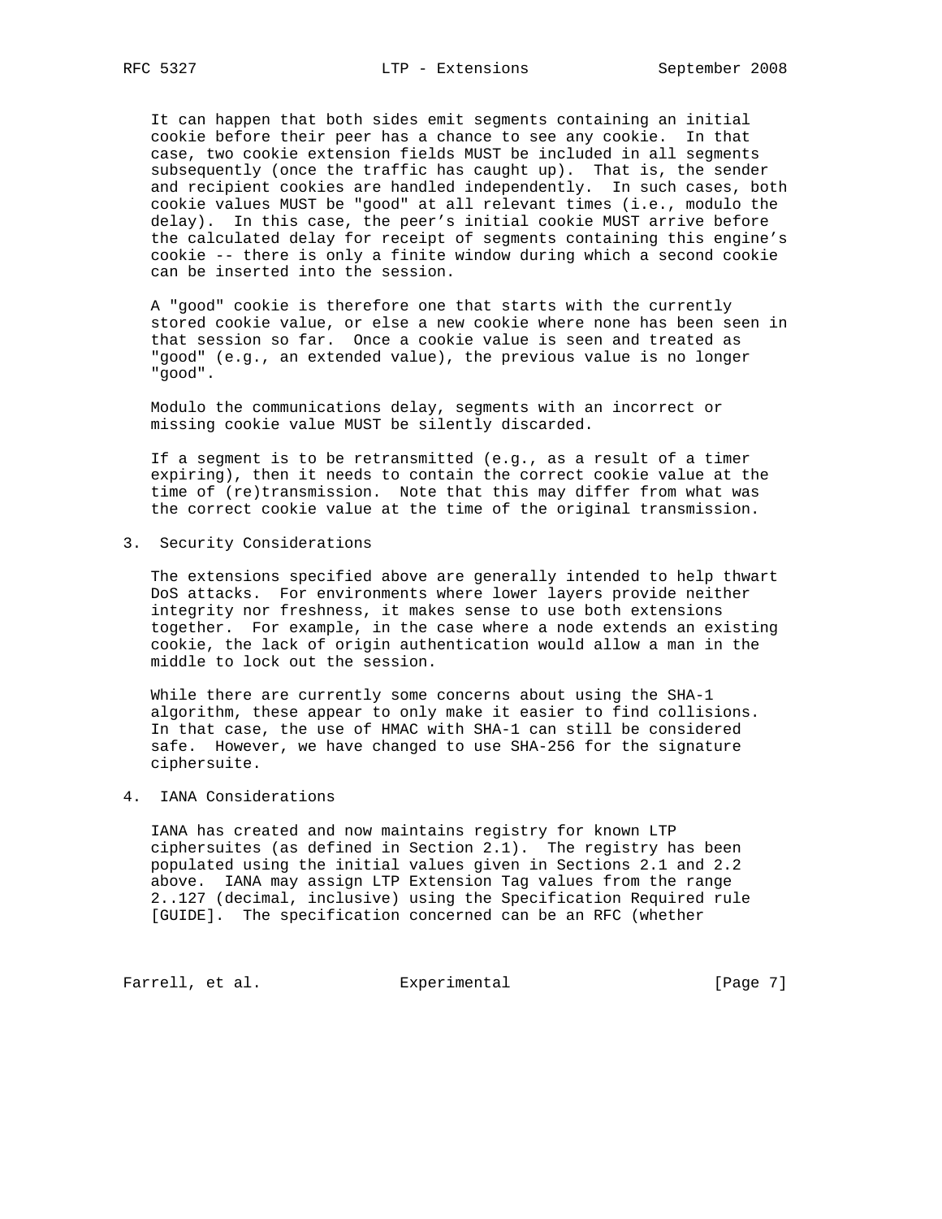It can happen that both sides emit segments containing an initial cookie before their peer has a chance to see any cookie. In that case, two cookie extension fields MUST be included in all segments subsequently (once the traffic has caught up). That is, the sender and recipient cookies are handled independently. In such cases, both cookie values MUST be "good" at all relevant times (i.e., modulo the delay). In this case, the peer's initial cookie MUST arrive before the calculated delay for receipt of segments containing this engine's cookie -- there is only a finite window during which a second cookie can be inserted into the session.

A "good" cookie is therefore one that starts with the currently stored cookie value, or else a new cookie where none has been seen in that session so far. Once a cookie value is seen and treated as "good" (e.g., an extended value), the previous value is no longer "good".

Modulo the communications delay, segments with an incorrect or missing cookie value MUST be silently discarded.

If a segment is to be retransmitted (e.g., as a result of a timer expiring), then it needs to contain the correct cookie value at the time of (re)transmission. Note that this may differ from what was the correct cookie value at the time of the original transmission.

## 3. Security Considerations

The extensions specified above are generally intended to help thwart DoS attacks. For environments where lower layers provide neither integrity nor freshness, it makes sense to use both extensions together. For example, in the case where a node extends an existing cookie, the lack of origin authentication would allow a man in the middle to lock out the session.

While there are currently some concerns about using the SHA-1 algorithm, these appear to only make it easier to find collisions. In that case, the use of HMAC with SHA-1 can still be considered safe. However, we have changed to use SHA-256 for the signature ciphersuite.

## 4. IANA Considerations

IANA has created and now maintains registry for known LTP ciphersuites (as defined in Section 2.1). The registry has been populated using the initial values given in Sections 2.1 and 2.2 above. IANA may assign LTP Extension Tag values from the range 2..127 (decimal, inclusive) using the Specification Required rule [GUIDE]. The specification concerned can be an RFC (whether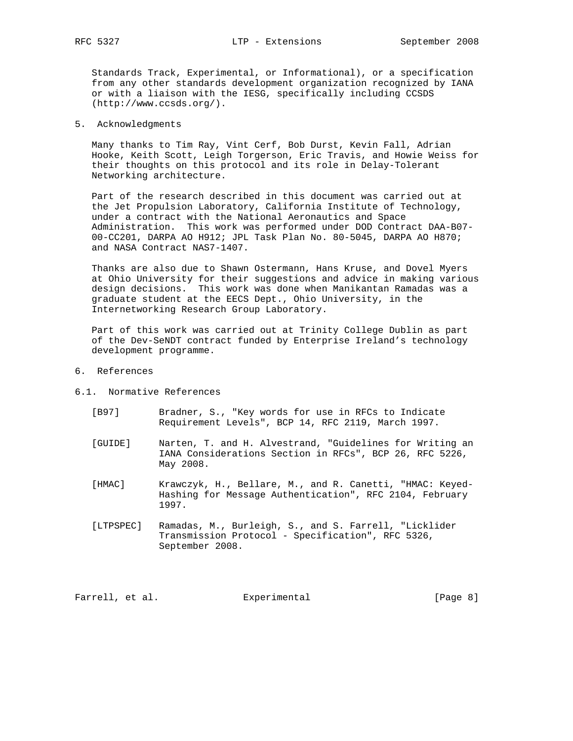Standards Track, Experimental, or Informational), or a specification from any other standards development organization recognized by IANA or with a liaison with the IESG, specifically including CCSDS (http://www.ccsds.org/).

## 5. Acknowledgments

Many thanks to Tim Ray, Vint Cerf, Bob Durst, Kevin Fall, Adrian Hooke, Keith Scott, Leigh Torgerson, Eric Travis, and Howie Weiss for their thoughts on this protocol and its role in Delay-Tolerant Networking architecture.

Part of the research described in this document was carried out at the Jet Propulsion Laboratory, California Institute of Technology, under a contract with the National Aeronautics and Space Administration. This work was performed under DOD Contract DAA-B07-00-CC201, DARPA AO H912; JPL Task Plan No. 80-5045, DARPA AO H870; and NASA Contract NAS7-1407.

Thanks are also due to Shawn Ostermann, Hans Kruse, and Dovel Myers at Ohio University for their suggestions and advice in making various design decisions. This work was done when Manikantan Ramadas was a graduate student at the EECS Dept., Ohio University, in the Internetworking Research Group Laboratory.

Part of this work was carried out at Trinity College Dublin as part of the Dev-SeNDT contract funded by Enterprise Ireland's technology development programme.

## 6. References

### 6.1. Normative References

[B97] Bradner, S., "Key words for use in RFCs to Indicate Requirement Levels", BCP 14, RFC 2119, March 1997.

[GUIDE] Narten, T. and H. Alvestrand, "Guidelines for Writing an IANA Considerations Section in RFCs", BCP 26, RFC 5226, May 2008.

[HMAC] Krawczyk, H., Bellare, M., and R. Canetti, "HMAC: Keyed-Hashing for Message Authentication", RFC 2104, February 1997.

[LTPSPEC] Ramadas, M., Burleigh, S., and S. Farrell, "Licklider Transmission Protocol - Specification", RFC 5326, September 2008.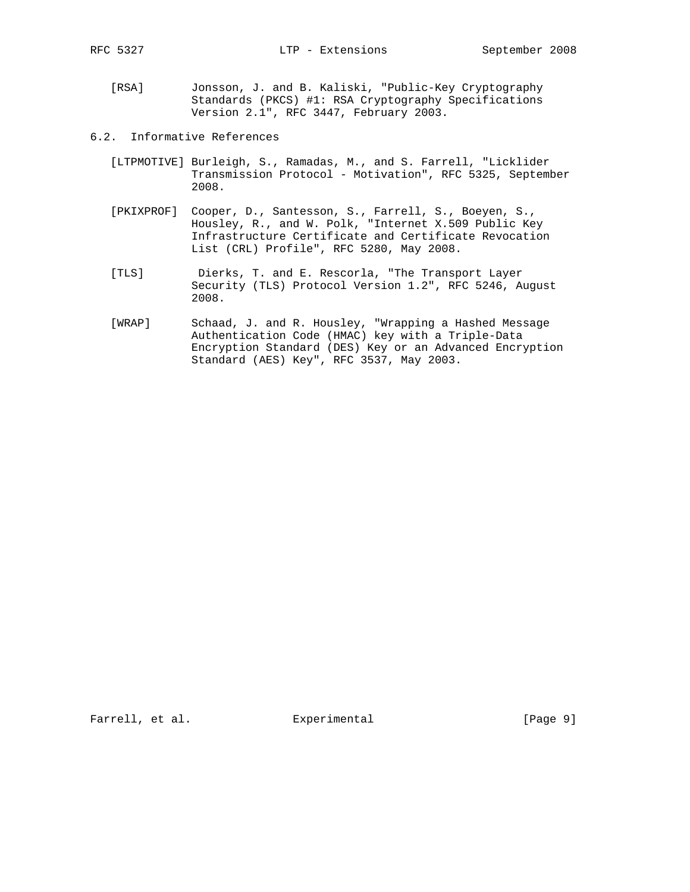[RSA] Jonsson, J. and B. Kaliski, "Public-Key Cryptography Standards (PKCS) #1: RSA Cryptography Specifications Version 2.1", RFC 3447, February 2003.

## 6.2. Informative References

[LTPMOTIVE] Burleigh, S., Ramadas, M., and S. Farrell, "Licklider Transmission Protocol - Motivation", RFC 5325, September 2008.

[PKIXPROF] Cooper, D., Santesson, S., Farrell, S., Boeyen, S., Housley, R., and W. Polk, "Internet X.509 Public Key Infrastructure Certificate and Certificate Revocation List (CRL) Profile", RFC 5280, May 2008.

[TLS] Dierks, T. and E. Rescorla, "The Transport Layer Security (TLS) Protocol Version 1.2", RFC 5246, August 2008.

[WRAP] Schaad, J. and R. Housley, "Wrapping a Hashed Message Authentication Code (HMAC) key with a Triple-Data Encryption Standard (DES) Key or an Advanced Encryption Standard (AES) Key", RFC 3537, May 2003.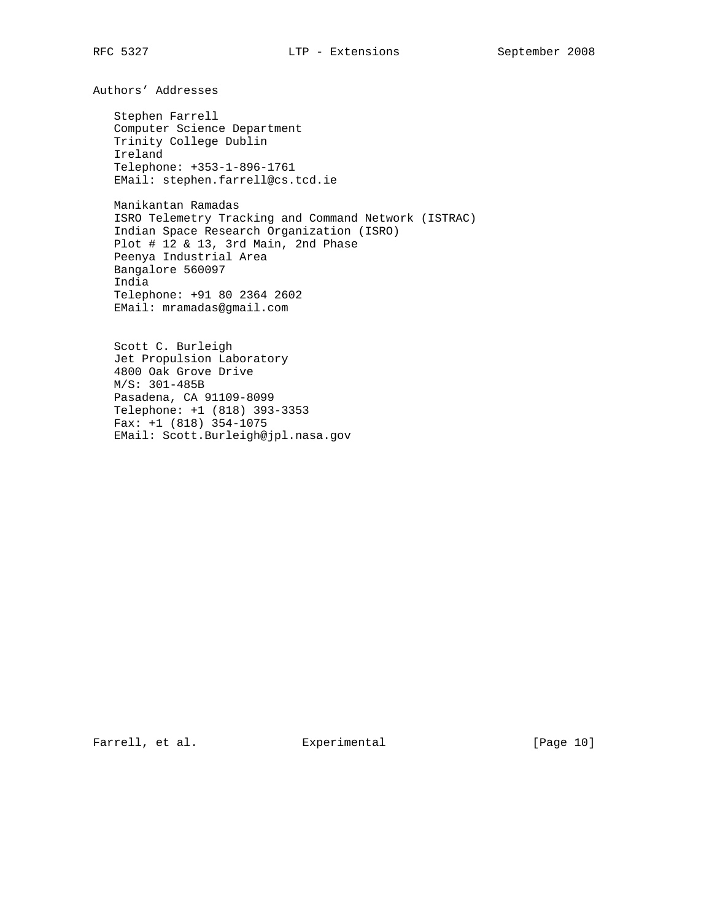## Authors' Addresses

Stephen Farrell
Computer Science Department
Trinity College Dublin
Ireland
Telephone: +353-1-896-1761
EMail: stephen.farrell@cs.tcd.ie

Manikantan Ramadas
ISRO Telemetry Tracking and Command Network (ISTRAC)
Indian Space Research Organization (ISRO)
Plot # 12 & 13, 3rd Main, 2nd Phase
Peenya Industrial Area
Bangalore 560097
India
Telephone: +91 80 2364 2602
EMail: mramadas@gmail.com

Scott C. Burleigh
Jet Propulsion Laboratory
4800 Oak Grove Drive
M/S: 301-485B
Pasadena, CA 91109-8099
Telephone: +1 (818) 393-3353
Fax: +1 (818) 354-1075
EMail: Scott.Burleigh@jpl.nasa.gov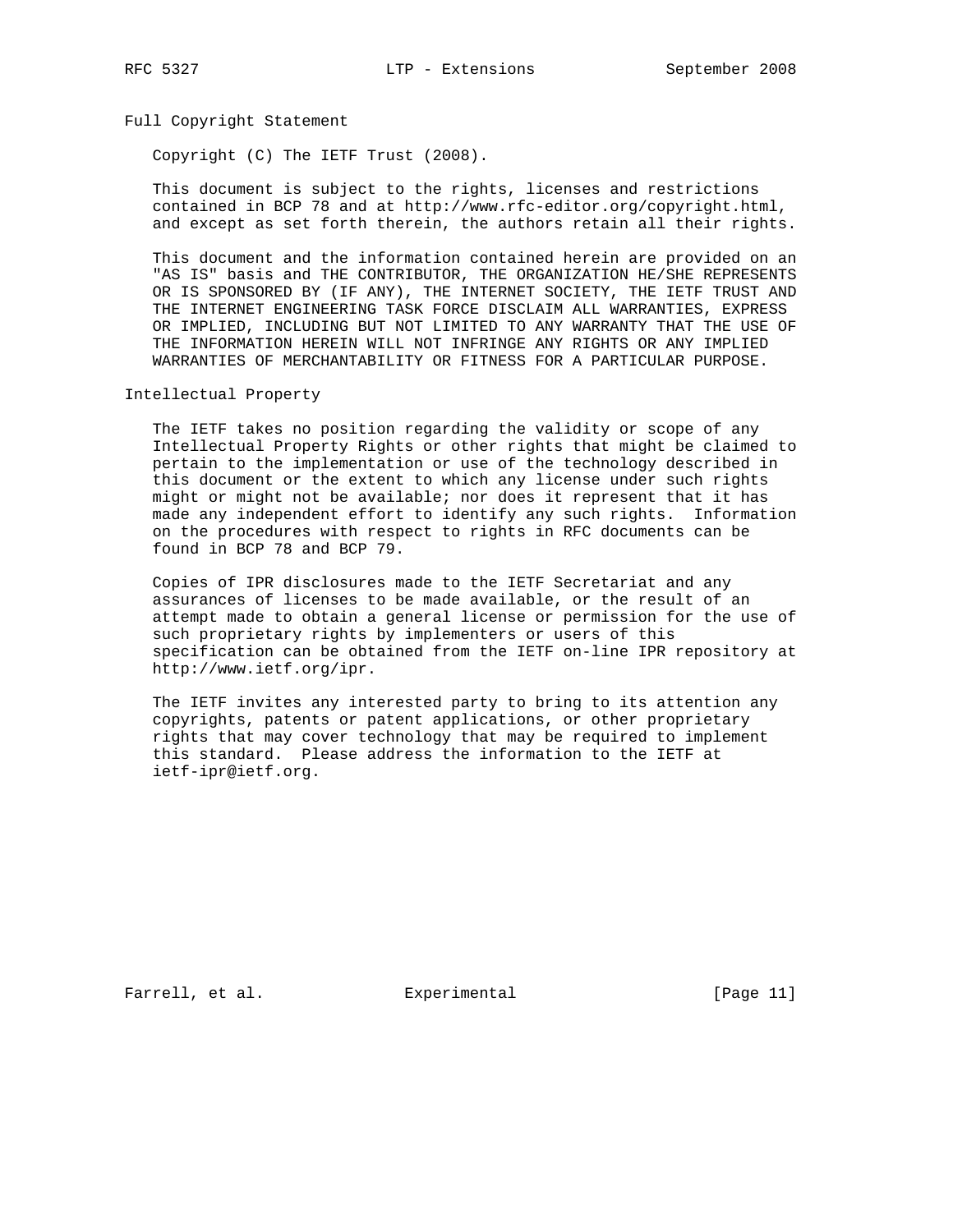## Full Copyright Statement

Copyright (C) The IETF Trust (2008).

This document is subject to the rights, licenses and restrictions contained in BCP 78 and at http://www.rfc-editor.org/copyright.html, and except as set forth therein, the authors retain all their rights.

This document and the information contained herein are provided on an "AS IS" basis and THE CONTRIBUTOR, THE ORGANIZATION HE/SHE REPRESENTS OR IS SPONSORED BY (IF ANY), THE INTERNET SOCIETY, THE IETF TRUST AND THE INTERNET ENGINEERING TASK FORCE DISCLAIM ALL WARRANTIES, EXPRESS OR IMPLIED, INCLUDING BUT NOT LIMITED TO ANY WARRANTY THAT THE USE OF THE INFORMATION HEREIN WILL NOT INFRINGE ANY RIGHTS OR ANY IMPLIED WARRANTIES OF MERCHANTABILITY OR FITNESS FOR A PARTICULAR PURPOSE.

## Intellectual Property

The IETF takes no position regarding the validity or scope of any Intellectual Property Rights or other rights that might be claimed to pertain to the implementation or use of the technology described in this document or the extent to which any license under such rights might or might not be available; nor does it represent that it has made any independent effort to identify any such rights. Information on the procedures with respect to rights in RFC documents can be found in BCP 78 and BCP 79.

Copies of IPR disclosures made to the IETF Secretariat and any assurances of licenses to be made available, or the result of an attempt made to obtain a general license or permission for the use of such proprietary rights by implementers or users of this specification can be obtained from the IETF on-line IPR repository at http://www.ietf.org/ipr.

The IETF invites any interested party to bring to its attention any copyrights, patents or patent applications, or other proprietary rights that may cover technology that may be required to implement this standard. Please address the information to the IETF at ietf-ipr@ietf.org.